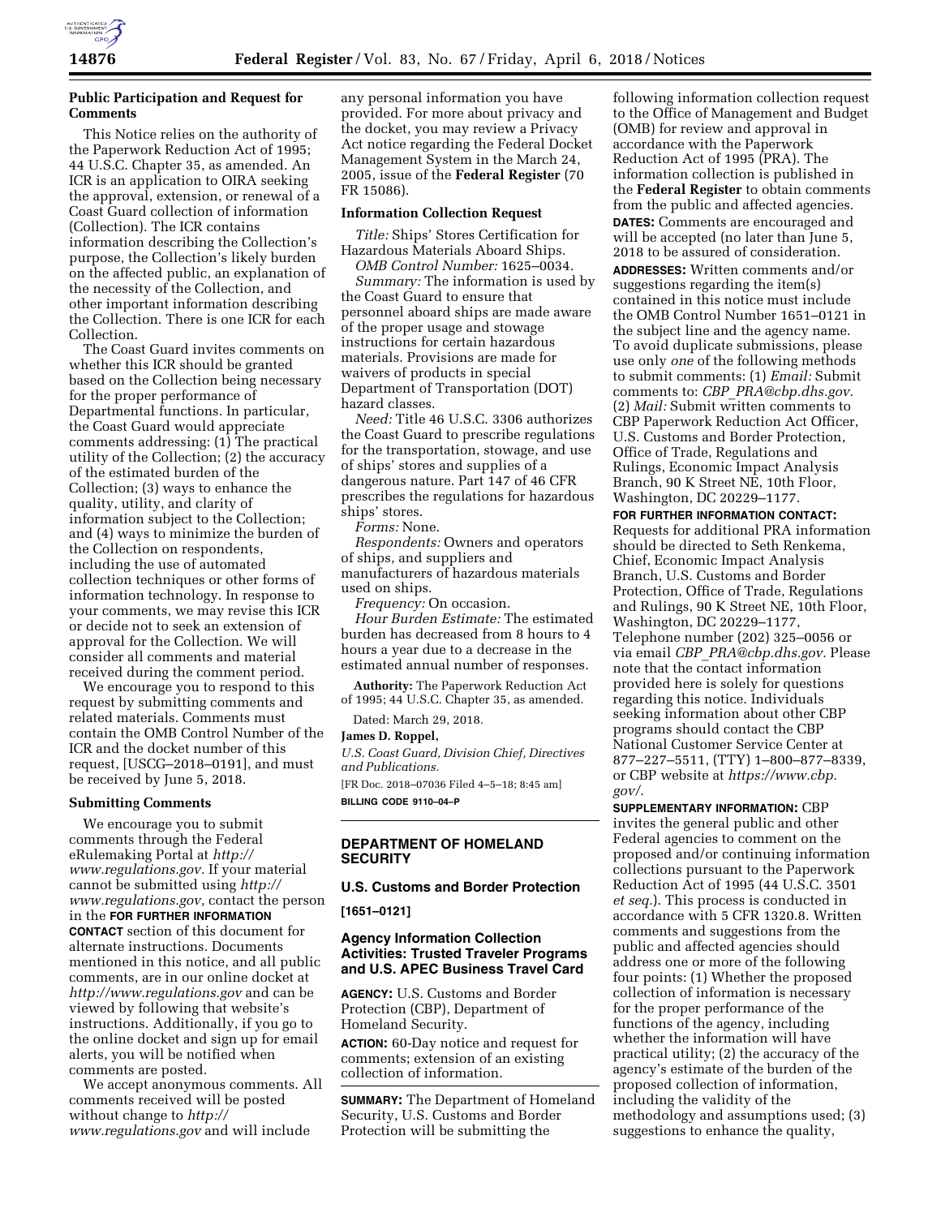**Public Participation and Request for Comments**

This Notice relies on the authority of the Paperwork Reduction Act of 1995; 44 U.S.C. Chapter 35, as amended. An ICR is an application to OIRA seeking the approval, extension, or renewal of a Coast Guard collection of information (Collection). The ICR contains information describing the Collection's purpose, the Collection's likely burden on the affected public, an explanation of the necessity of the Collection, and other important information describing the Collection. There is one ICR for each Collection.

The Coast Guard invites comments on whether this ICR should be granted based on the Collection being necessary for the proper performance of Departmental functions. In particular, the Coast Guard would appreciate comments addressing: (1) The practical utility of the Collection; (2) the accuracy of the estimated burden of the Collection; (3) ways to enhance the quality, utility, and clarity of information subject to the Collection; and (4) ways to minimize the burden of the Collection on respondents, including the use of automated collection techniques or other forms of information technology. In response to your comments, we may revise this ICR or decide not to seek an extension of approval for the Collection. We will consider all comments and material received during the comment period.

We encourage you to respond to this request by submitting comments and related materials. Comments must contain the OMB Control Number of the ICR and the docket number of this request, [USCG–2018–0191], and must be received by June 5, 2018.

**Submitting Comments**

We encourage you to submit comments through the Federal eRulemaking Portal at *http://www.regulations.gov.* If your material cannot be submitted using *http://www.regulations.gov,* contact the person in the **FOR FURTHER INFORMATION CONTACT** section of this document for alternate instructions. Documents mentioned in this notice, and all public comments, are in our online docket at *http://www.regulations.gov* and can be viewed by following that website's instructions. Additionally, if you go to the online docket and sign up for email alerts, you will be notified when comments are posted.

We accept anonymous comments. All comments received will be posted without change to *http://www.regulations.gov* and will include any personal information you have provided. For more about privacy and the docket, you may review a Privacy Act notice regarding the Federal Docket Management System in the March 24, 2005, issue of the **Federal Register** (70 FR 15086).

**Information Collection Request**

*Title:* Ships' Stores Certification for Hazardous Materials Aboard Ships.

*OMB Control Number:* 1625–0034.

*Summary:* The information is used by the Coast Guard to ensure that personnel aboard ships are made aware of the proper usage and stowage instructions for certain hazardous materials. Provisions are made for waivers of products in special Department of Transportation (DOT) hazard classes.

*Need:* Title 46 U.S.C. 3306 authorizes the Coast Guard to prescribe regulations for the transportation, stowage, and use of ships' stores and supplies of a dangerous nature. Part 147 of 46 CFR prescribes the regulations for hazardous ships' stores.

*Forms:* None.

*Respondents:* Owners and operators of ships, and suppliers and manufacturers of hazardous materials used on ships.

*Frequency:* On occasion.

*Hour Burden Estimate:* The estimated burden has decreased from 8 hours to 4 hours a year due to a decrease in the estimated annual number of responses.

**Authority:** The Paperwork Reduction Act of 1995; 44 U.S.C. Chapter 35, as amended.

Dated: March 29, 2018.

**James D. Roppel,**

*U.S. Coast Guard, Division Chief, Directives and Publications.*

[FR Doc. 2018–07036 Filed 4–5–18; 8:45 am]

**BILLING CODE 9110–04–P**

## DEPARTMENT OF HOMELAND SECURITY

### U.S. Customs and Border Protection

**[1651–0121]**

### Agency Information Collection Activities: Trusted Traveler Programs and U.S. APEC Business Travel Card

**AGENCY:** U.S. Customs and Border Protection (CBP), Department of Homeland Security.

**ACTION:** 60-Day notice and request for comments; extension of an existing collection of information.

**SUMMARY:** The Department of Homeland Security, U.S. Customs and Border Protection will be submitting the following information collection request to the Office of Management and Budget (OMB) for review and approval in accordance with the Paperwork Reduction Act of 1995 (PRA). The information collection is published in the **Federal Register** to obtain comments from the public and affected agencies.

**DATES:** Comments are encouraged and will be accepted (no later than June 5, 2018 to be assured of consideration.

**ADDRESSES:** Written comments and/or suggestions regarding the item(s) contained in this notice must include the OMB Control Number 1651–0121 in the subject line and the agency name. To avoid duplicate submissions, please use only *one* of the following methods to submit comments: (1) *Email:* Submit comments to: *CBP_PRA@cbp.dhs.gov.* (2) *Mail:* Submit written comments to CBP Paperwork Reduction Act Officer, U.S. Customs and Border Protection, Office of Trade, Regulations and Rulings, Economic Impact Analysis Branch, 90 K Street NE, 10th Floor, Washington, DC 20229–1177.

**FOR FURTHER INFORMATION CONTACT:** Requests for additional PRA information should be directed to Seth Renkema, Chief, Economic Impact Analysis Branch, U.S. Customs and Border Protection, Office of Trade, Regulations and Rulings, 90 K Street NE, 10th Floor, Washington, DC 20229–1177, Telephone number (202) 325–0056 or via email *CBP_PRA@cbp.dhs.gov.* Please note that the contact information provided here is solely for questions regarding this notice. Individuals seeking information about other CBP programs should contact the CBP National Customer Service Center at 877–227–5511, (TTY) 1–800–877–8339, or CBP website at *https://www.cbp.gov/.*

**SUPPLEMENTARY INFORMATION:** CBP invites the general public and other Federal agencies to comment on the proposed and/or continuing information collections pursuant to the Paperwork Reduction Act of 1995 (44 U.S.C. 3501 *et seq.*). This process is conducted in accordance with 5 CFR 1320.8. Written comments and suggestions from the public and affected agencies should address one or more of the following four points: (1) Whether the proposed collection of information is necessary for the proper performance of the functions of the agency, including whether the information will have practical utility; (2) the accuracy of the agency's estimate of the burden of the proposed collection of information, including the validity of the methodology and assumptions used; (3) suggestions to enhance the quality,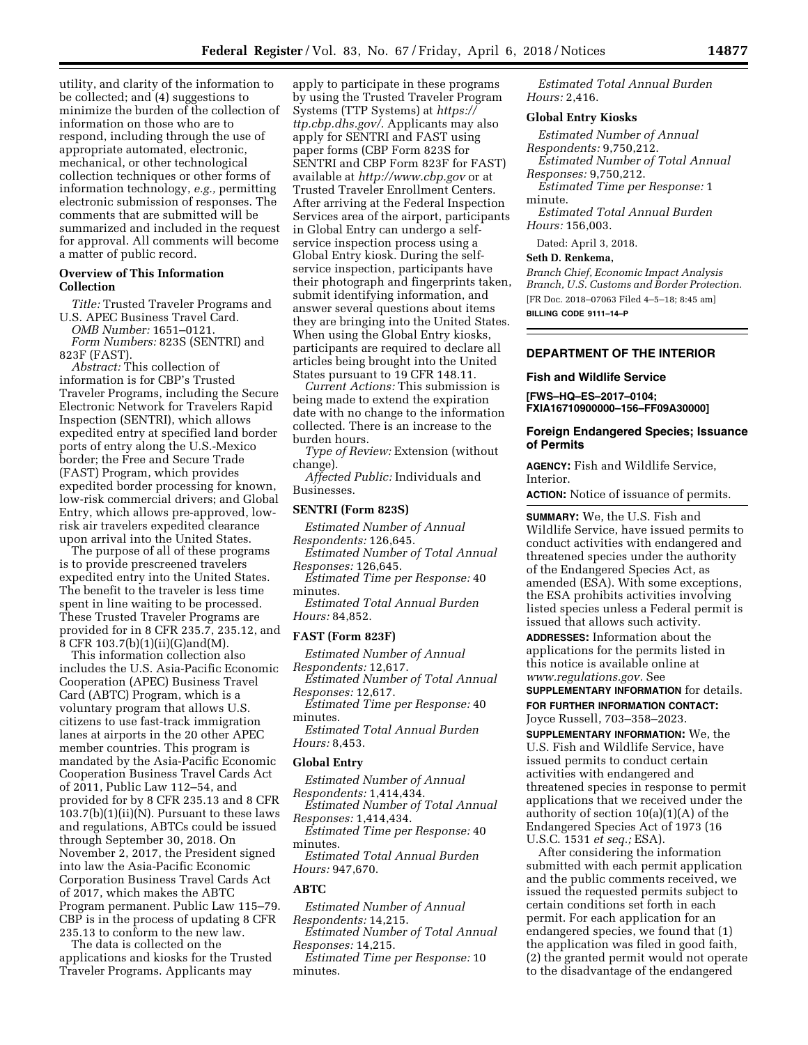utility, and clarity of the information to be collected; and (4) suggestions to minimize the burden of the collection of information on those who are to respond, including through the use of appropriate automated, electronic, mechanical, or other technological collection techniques or other forms of information technology, *e.g.,* permitting electronic submission of responses. The comments that are submitted will be summarized and included in the request for approval. All comments will become a matter of public record.

**Overview of This Information Collection**

*Title:* Trusted Traveler Programs and U.S. APEC Business Travel Card.

*OMB Number:* 1651–0121.

*Form Numbers:* 823S (SENTRI) and 823F (FAST).

*Abstract:* This collection of information is for CBP's Trusted Traveler Programs, including the Secure Electronic Network for Travelers Rapid Inspection (SENTRI), which allows expedited entry at specified land border ports of entry along the U.S.-Mexico border; the Free and Secure Trade (FAST) Program, which provides expedited border processing for known, low-risk commercial drivers; and Global Entry, which allows pre-approved, low-risk air travelers expedited clearance upon arrival into the United States.

The purpose of all of these programs is to provide prescreened travelers expedited entry into the United States. The benefit to the traveler is less time spent in line waiting to be processed. These Trusted Traveler Programs are provided for in 8 CFR 235.7, 235.12, and 8 CFR 103.7(b)(1)(ii)(G)and(M).

This information collection also includes the U.S. Asia-Pacific Economic Cooperation (APEC) Business Travel Card (ABTC) Program, which is a voluntary program that allows U.S. citizens to use fast-track immigration lanes at airports in the 20 other APEC member countries. This program is mandated by the Asia-Pacific Economic Cooperation Business Travel Cards Act of 2011, Public Law 112–54, and provided for by 8 CFR 235.13 and 8 CFR 103.7(b)(1)(ii)(N). Pursuant to these laws and regulations, ABTCs could be issued through September 30, 2018. On November 2, 2017, the President signed into law the Asia-Pacific Economic Corporation Business Travel Cards Act of 2017, which makes the ABTC Program permanent. Public Law 115–79. CBP is in the process of updating 8 CFR 235.13 to conform to the new law.

The data is collected on the applications and kiosks for the Trusted Traveler Programs. Applicants may apply to participate in these programs by using the Trusted Traveler Program Systems (TTP Systems) at *https://ttp.cbp.dhs.gov/.* Applicants may also apply for SENTRI and FAST using paper forms (CBP Form 823S for SENTRI and CBP Form 823F for FAST) available at *http://www.cbp.gov* or at Trusted Traveler Enrollment Centers. After arriving at the Federal Inspection Services area of the airport, participants in Global Entry can undergo a self-service inspection process using a Global Entry kiosk. During the self-service inspection, participants have their photograph and fingerprints taken, submit identifying information, and answer several questions about items they are bringing into the United States. When using the Global Entry kiosks, participants are required to declare all articles being brought into the United States pursuant to 19 CFR 148.11.

*Current Actions:* This submission is being made to extend the expiration date with no change to the information collected. There is an increase to the burden hours.

*Type of Review:* Extension (without change).

*Affected Public:* Individuals and Businesses.

**SENTRI (Form 823S)**

*Estimated Number of Annual Respondents:* 126,645.

*Estimated Number of Total Annual Responses:* 126,645.

*Estimated Time per Response:* 40 minutes.

*Estimated Total Annual Burden Hours:* 84,852.

**FAST (Form 823F)**

*Estimated Number of Annual Respondents:* 12,617.

*Estimated Number of Total Annual Responses:* 12,617.

*Estimated Time per Response:* 40 minutes.

*Estimated Total Annual Burden Hours:* 8,453.

**Global Entry**

*Estimated Number of Annual Respondents:* 1,414,434.

*Estimated Number of Total Annual Responses:* 1,414,434.

*Estimated Time per Response:* 40 minutes.

*Estimated Total Annual Burden Hours:* 947,670.

**ABTC**

*Estimated Number of Annual Respondents:* 14,215.

*Estimated Number of Total Annual Responses:* 14,215.

*Estimated Time per Response:* 10 minutes.

*Estimated Total Annual Burden Hours:* 2,416.

**Global Entry Kiosks**

*Estimated Number of Annual Respondents:* 9,750,212.

*Estimated Number of Total Annual Responses:* 9,750,212.

*Estimated Time per Response:* 1 minute.

*Estimated Total Annual Burden Hours:* 156,003.

Dated: April 3, 2018.

**Seth D. Renkema,**

*Branch Chief, Economic Impact Analysis Branch, U.S. Customs and Border Protection.*

[FR Doc. 2018–07063 Filed 4–5–18; 8:45 am]

BILLING CODE 9111–14–P

## DEPARTMENT OF THE INTERIOR

### Fish and Wildlife Service

**[FWS–HQ–ES–2017–0104; FXIA16710900000–156–FF09A30000]**

### Foreign Endangered Species; Issuance of Permits

**AGENCY:** Fish and Wildlife Service, Interior.

**ACTION:** Notice of issuance of permits.

**SUMMARY:** We, the U.S. Fish and Wildlife Service, have issued permits to conduct activities with endangered and threatened species under the authority of the Endangered Species Act, as amended (ESA). With some exceptions, the ESA prohibits activities involving listed species unless a Federal permit is issued that allows such activity.

**ADDRESSES:** Information about the applications for the permits listed in this notice is available online at *www.regulations.gov.* See **SUPPLEMENTARY INFORMATION** for details.

**FOR FURTHER INFORMATION CONTACT:** Joyce Russell, 703–358–2023.

**SUPPLEMENTARY INFORMATION:** We, the U.S. Fish and Wildlife Service, have issued permits to conduct certain activities with endangered and threatened species in response to permit applications that we received under the authority of section 10(a)(1)(A) of the Endangered Species Act of 1973 (16 U.S.C. 1531 *et seq.;* ESA).

After considering the information submitted with each permit application and the public comments received, we issued the requested permits subject to certain conditions set forth in each permit. For each application for an endangered species, we found that (1) the application was filed in good faith, (2) the granted permit would not operate to the disadvantage of the endangered